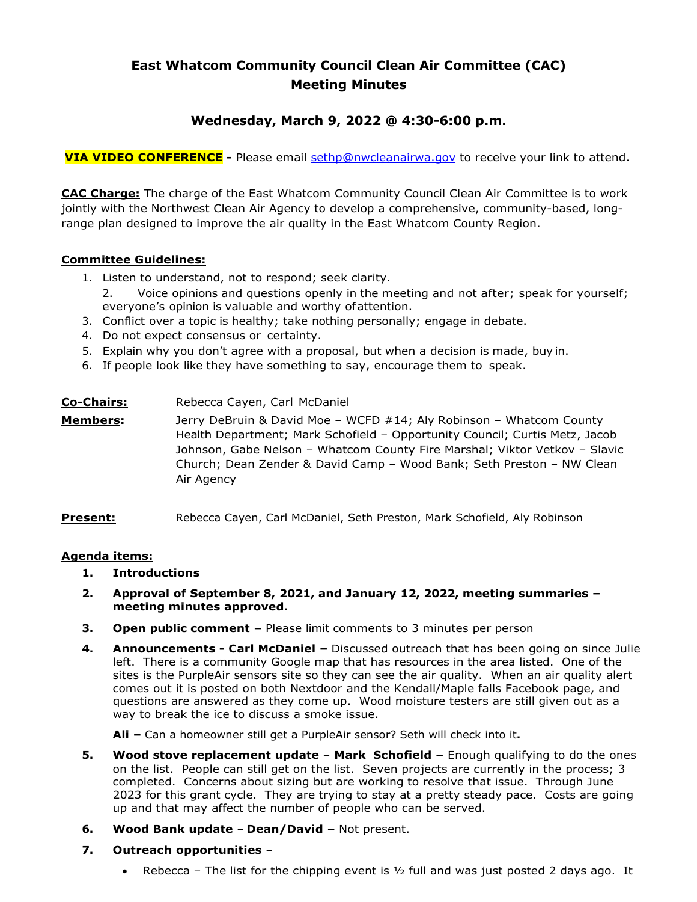# East Whatcom Community Council Clean Air Committee (CAC)
# Meeting Minutes

## Wednesday, March 9, 2022 @ 4:30-6:00 p.m.

**VIA VIDEO CONFERENCE -** Please email sethp@nwcleanairwa.gov to receive your link to attend.

**CAC Charge:** The charge of the East Whatcom Community Council Clean Air Committee is to work jointly with the Northwest Clean Air Agency to develop a comprehensive, community-based, long-range plan designed to improve the air quality in the East Whatcom County Region.

**Committee Guidelines:**

1. Listen to understand, not to respond; seek clarity.
2. Voice opinions and questions openly in the meeting and not after; speak for yourself; everyone's opinion is valuable and worthy of attention.
3. Conflict over a topic is healthy; take nothing personally; engage in debate.
4. Do not expect consensus or certainty.
5. Explain why you don't agree with a proposal, but when a decision is made, buy in.
6. If people look like they have something to say, encourage them to speak.

**Co-Chairs:** Rebecca Cayen, Carl McDaniel

**Members:** Jerry DeBruin & David Moe – WCFD #14; Aly Robinson – Whatcom County Health Department; Mark Schofield – Opportunity Council; Curtis Metz, Jacob Johnson, Gabe Nelson – Whatcom County Fire Marshal; Viktor Vetkov – Slavic Church; Dean Zender & David Camp – Wood Bank; Seth Preston – NW Clean Air Agency

**Present:** Rebecca Cayen, Carl McDaniel, Seth Preston, Mark Schofield, Aly Robinson

**Agenda items:**

1. **Introductions**
2. **Approval of September 8, 2021, and January 12, 2022, meeting summaries – meeting minutes approved.**
3. **Open public comment –** Please limit comments to 3 minutes per person
4. **Announcements - Carl McDaniel –** Discussed outreach that has been going on since Julie left. There is a community Google map that has resources in the area listed. One of the sites is the PurpleAir sensors site so they can see the air quality. When an air quality alert comes out it is posted on both Nextdoor and the Kendall/Maple falls Facebook page, and questions are answered as they come up. Wood moisture testers are still given out as a way to break the ice to discuss a smoke issue.

   **Ali –** Can a homeowner still get a PurpleAir sensor? Seth will check into it**.**
5. **Wood stove replacement update** – **Mark Schofield –** Enough qualifying to do the ones on the list. People can still get on the list. Seven projects are currently in the process; 3 completed. Concerns about sizing but are working to resolve that issue. Through June 2023 for this grant cycle. They are trying to stay at a pretty steady pace. Costs are going up and that may affect the number of people who can be served.
6. **Wood Bank update** – **Dean/David –** Not present.
7. **Outreach opportunities** –
   - Rebecca – The list for the chipping event is ½ full and was just posted 2 days ago. It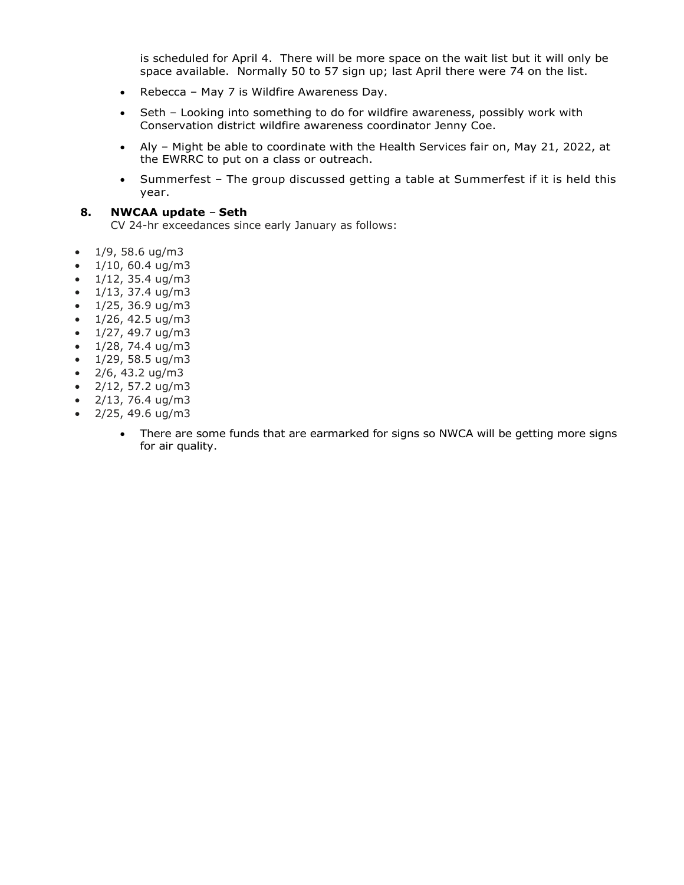is scheduled for April 4. There will be more space on the wait list but it will only be space available. Normally 50 to 57 sign up; last April there were 74 on the list.

- Rebecca – May 7 is Wildfire Awareness Day.
- Seth – Looking into something to do for wildfire awareness, possibly work with Conservation district wildfire awareness coordinator Jenny Coe.
- Aly – Might be able to coordinate with the Health Services fair on, May 21, 2022, at the EWRRC to put on a class or outreach.
- Summerfest – The group discussed getting a table at Summerfest if it is held this year.

**8. NWCAA update** – **Seth**

CV 24-hr exceedances since early January as follows:

- 1/9, 58.6 ug/m3
- 1/10, 60.4 ug/m3
- 1/12, 35.4 ug/m3
- 1/13, 37.4 ug/m3
- 1/25, 36.9 ug/m3
- 1/26, 42.5 ug/m3
- 1/27, 49.7 ug/m3
- 1/28, 74.4 ug/m3
- 1/29, 58.5 ug/m3
- 2/6, 43.2 ug/m3
- 2/12, 57.2 ug/m3
- 2/13, 76.4 ug/m3
- 2/25, 49.6 ug/m3

    - There are some funds that are earmarked for signs so NWCA will be getting more signs for air quality.